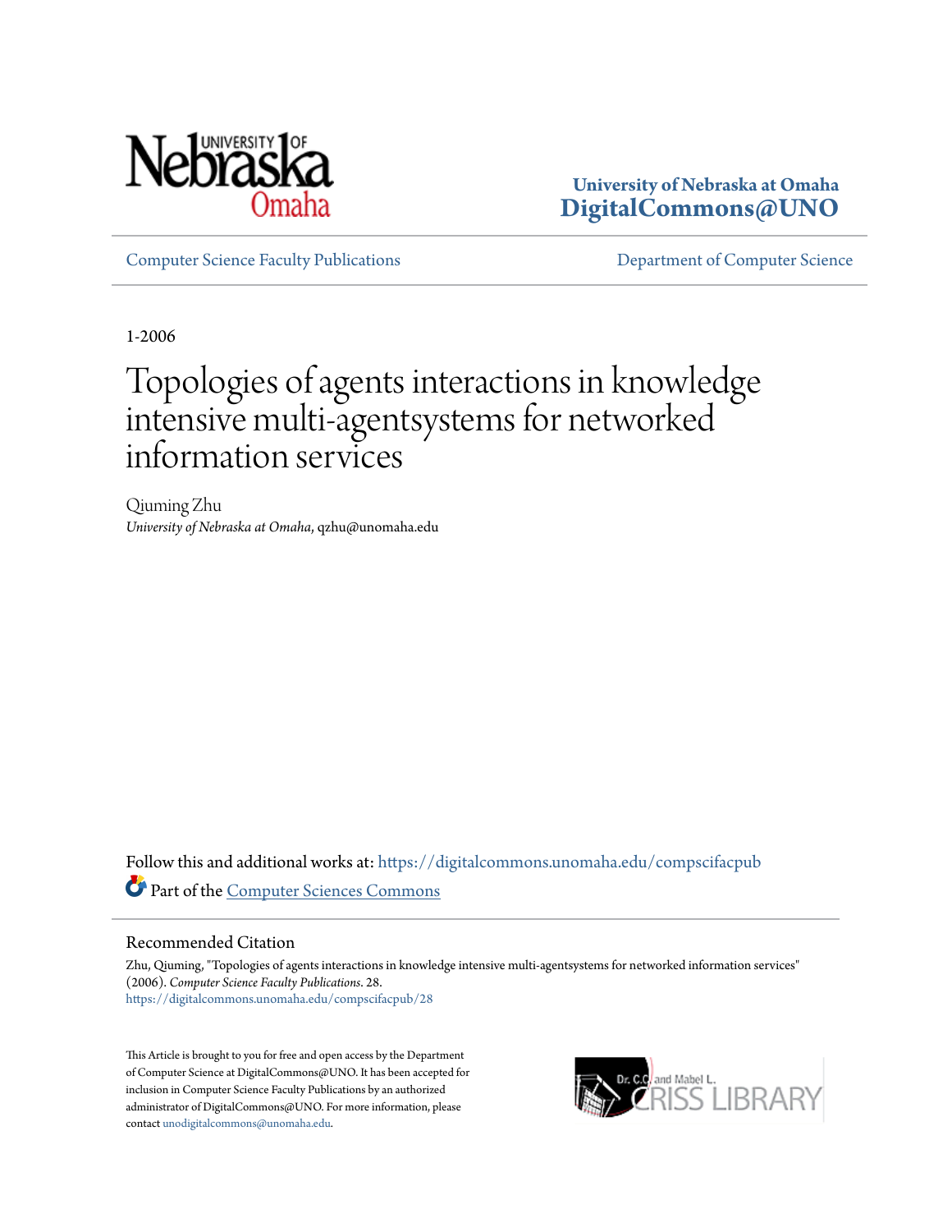University of Nebraska at Omaha
**DigitalCommons@UNO**

Computer Science Faculty Publications | Department of Computer Science

1-2006

# Topologies of agents interactions in knowledge intensive multi-agentsystems for networked information services

Qiuming Zhu
*University of Nebraska at Omaha*, qzhu@unomaha.edu

Follow this and additional works at: https://digitalcommons.unomaha.edu/compscifacpub

Part of the Computer Sciences Commons

## Recommended Citation

Zhu, Qiuming, "Topologies of agents interactions in knowledge intensive multi-agentsystems for networked information services" (2006). *Computer Science Faculty Publications*. 28.
https://digitalcommons.unomaha.edu/compscifacpub/28

This Article is brought to you for free and open access by the Department of Computer Science at DigitalCommons@UNO. It has been accepted for inclusion in Computer Science Faculty Publications by an authorized administrator of DigitalCommons@UNO. For more information, please contact unodigitalcommons@unomaha.edu.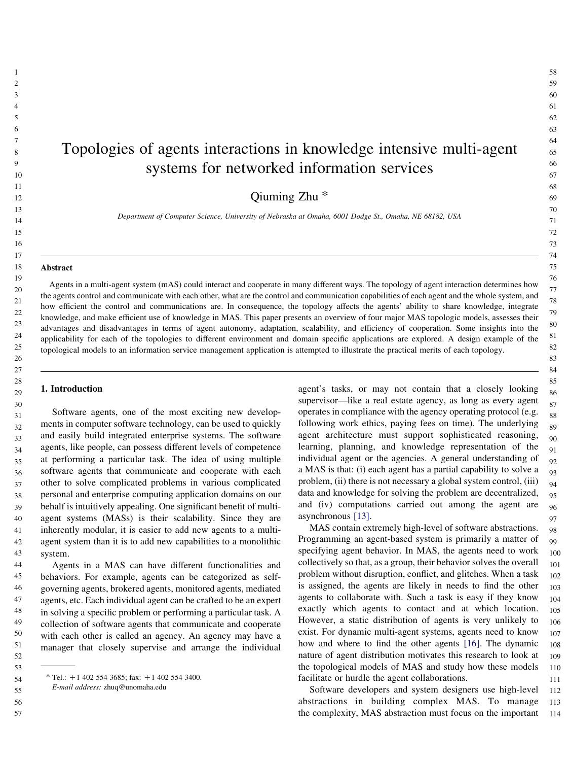# Topologies of agents interactions in knowledge intensive multi-agent systems for networked information services

Qiuming Zhu *

*Department of Computer Science, University of Nebraska at Omaha, 6001 Dodge St., Omaha, NE 68182, USA*

## Abstract

Agents in a multi-agent system (mAS) could interact and cooperate in many different ways. The topology of agent interaction determines how the agents control and communicate with each other, what are the control and communication capabilities of each agent and the whole system, and how efficient the control and communications are. In consequence, the topology affects the agents' ability to share knowledge, integrate knowledge, and make efficient use of knowledge in MAS. This paper presents an overview of four major MAS topologic models, assesses their advantages and disadvantages in terms of agent autonomy, adaptation, scalability, and efficiency of cooperation. Some insights into the applicability for each of the topologies to different environment and domain specific applications are explored. A design example of the topological models to an information service management application is attempted to illustrate the practical merits of each topology.

## 1. Introduction

Software agents, one of the most exciting new developments in computer software technology, can be used to quickly and easily build integrated enterprise systems. The software agents, like people, can possess different levels of competence at performing a particular task. The idea of using multiple software agents that communicate and cooperate with each other to solve complicated problems in various complicated personal and enterprise computing application domains on our behalf is intuitively appealing. One significant benefit of multi-agent systems (MASs) is their scalability. Since they are inherently modular, it is easier to add new agents to a multi-agent system than it is to add new capabilities to a monolithic system.

Agents in a MAS can have different functionalities and behaviors. For example, agents can be categorized as self-governing agents, brokered agents, monitored agents, mediated agents, etc. Each individual agent can be crafted to be an expert in solving a specific problem or performing a particular task. A collection of software agents that communicate and cooperate with each other is called an agency. An agency may have a manager that closely supervise and arrange the individual agent's tasks, or may not contain that a closely looking supervisor—like a real estate agency, as long as every agent operates in compliance with the agency operating protocol (e.g. following work ethics, paying fees on time). The underlying agent architecture must support sophisticated reasoning, learning, planning, and knowledge representation of the individual agent or the agencies. A general understanding of a MAS is that: (i) each agent has a partial capability to solve a problem, (ii) there is not necessary a global system control, (iii) data and knowledge for solving the problem are decentralized, and (iv) computations carried out among the agent are asynchronous [13].

MAS contain extremely high-level of software abstractions. Programming an agent-based system is primarily a matter of specifying agent behavior. In MAS, the agents need to work collectively so that, as a group, their behavior solves the overall problem without disruption, conflict, and glitches. When a task is assigned, the agents are likely in needs to find the other agents to collaborate with. Such a task is easy if they know exactly which agents to contact and at which location. However, a static distribution of agents is very unlikely to exist. For dynamic multi-agent systems, agents need to know how and where to find the other agents [16]. The dynamic nature of agent distribution motivates this research to look at the topological models of MAS and study how these models facilitate or hurdle the agent collaborations.

Software developers and system designers use high-level abstractions in building complex MAS. To manage the complexity, MAS abstraction must focus on the important

---

* Tel.: +1 402 554 3685; fax: +1 402 554 3400.
*E-mail address:* zhuq@unomaha.edu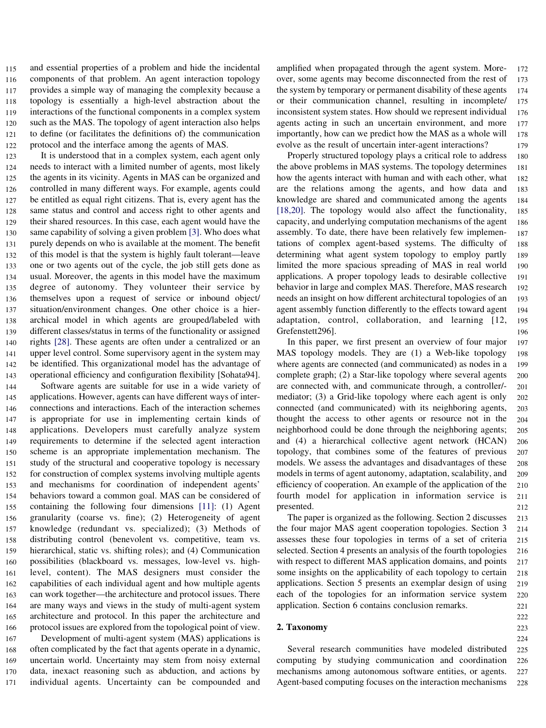and essential properties of a problem and hide the incidental components of that problem. An agent interaction topology provides a simple way of managing the complexity because a topology is essentially a high-level abstraction about the interactions of the functional components in a complex system such as the MAS. The topology of agent interaction also helps to define (or facilitates the definitions of) the communication protocol and the interface among the agents of MAS.

It is understood that in a complex system, each agent only needs to interact with a limited number of agents, most likely the agents in its vicinity. Agents in MAS can be organized and controlled in many different ways. For example, agents could be entitled as equal right citizens. That is, every agent has the same status and control and access right to other agents and their shared resources. In this case, each agent would have the same capability of solving a given problem [3]. Who does what purely depends on who is available at the moment. The benefit of this model is that the system is highly fault tolerant—leave one or two agents out of the cycle, the job still gets done as usual. Moreover, the agents in this model have the maximum degree of autonomy. They volunteer their service by themselves upon a request of service or inbound object/situation/environment changes. One other choice is a hierarchical model in which agents are grouped/labeled with different classes/status in terms of the functionality or assigned rights [28]. These agents are often under a centralized or an upper level control. Some supervisory agent in the system may be identified. This organizational model has the advantage of operational efficiency and configuration flexibility [Sohata94].

Software agents are suitable for use in a wide variety of applications. However, agents can have different ways of interconnections and interactions. Each of the interaction schemes is appropriate for use in implementing certain kinds of applications. Developers must carefully analyze system requirements to determine if the selected agent interaction scheme is an appropriate implementation mechanism. The study of the structural and cooperative topology is necessary for construction of complex systems involving multiple agents and mechanisms for coordination of independent agents' behaviors toward a common goal. MAS can be considered of containing the following four dimensions [11]: (1) Agent granularity (coarse vs. fine); (2) Heterogeneity of agent knowledge (redundant vs. specialized); (3) Methods of distributing control (benevolent vs. competitive, team vs. hierarchical, static vs. shifting roles); and (4) Communication possibilities (blackboard vs. messages, low-level vs. high-level, content). The MAS designers must consider the capabilities of each individual agent and how multiple agents can work together—the architecture and protocol issues. There are many ways and views in the study of multi-agent system architecture and protocol. In this paper the architecture and protocol issues are explored from the topological point of view.

Development of multi-agent system (MAS) applications is often complicated by the fact that agents operate in a dynamic, uncertain world. Uncertainty may stem from noisy external data, inexact reasoning such as abduction, and actions by individual agents. Uncertainty can be compounded and amplified when propagated through the agent system. Moreover, some agents may become disconnected from the rest of the system by temporary or permanent disability of these agents or their communication channel, resulting in incomplete/inconsistent system states. How should we represent individual agents acting in such an uncertain environment, and more importantly, how can we predict how the MAS as a whole will evolve as the result of uncertain inter-agent interactions?

Properly structured topology plays a critical role to address the above problems in MAS systems. The topology determines how the agents interact with human and with each other, what are the relations among the agents, and how data and knowledge are shared and communicated among the agents [18,20]. The topology would also affect the functionality, capacity, and underlying computation mechanisms of the agent assembly. To date, there have been relatively few implementations of complex agent-based systems. The difficulty of determining what agent system topology to employ partly limited the more spacious spreading of MAS in real world applications. A proper topology leads to desirable collective behavior in large and complex MAS. Therefore, MAS research needs an insight on how different architectural topologies of an agent assembly function differently to the effects toward agent adaptation, control, collaboration, and learning [12, Grefenstett296].

In this paper, we first present an overview of four major MAS topology models. They are (1) a Web-like topology where agents are connected (and communicated) as nodes in a complete graph; (2) a Star-like topology where several agents are connected with, and communicate through, a controller/-mediator; (3) a Grid-like topology where each agent is only connected (and communicated) with its neighboring agents, thought the access to other agents or resource not in the neighborhood could be done through the neighboring agents; and (4) a hierarchical collective agent network (HCAN) topology, that combines some of the features of previous models. We assess the advantages and disadvantages of these models in terms of agent autonomy, adaptation, scalability, and efficiency of cooperation. An example of the application of the fourth model for application in information service is presented.

The paper is organized as the following. Section 2 discusses the four major MAS agent cooperation topologies. Section 3 assesses these four topologies in terms of a set of criteria selected. Section 4 presents an analysis of the fourth topologies with respect to different MAS application domains, and points some insights on the applicability of each topology to certain applications. Section 5 presents an exemplar design of using each of the topologies for an information service system application. Section 6 contains conclusion remarks.

## 2. Taxonomy

Several research communities have modeled distributed computing by studying communication and coordination mechanisms among autonomous software entities, or agents. Agent-based computing focuses on the interaction mechanisms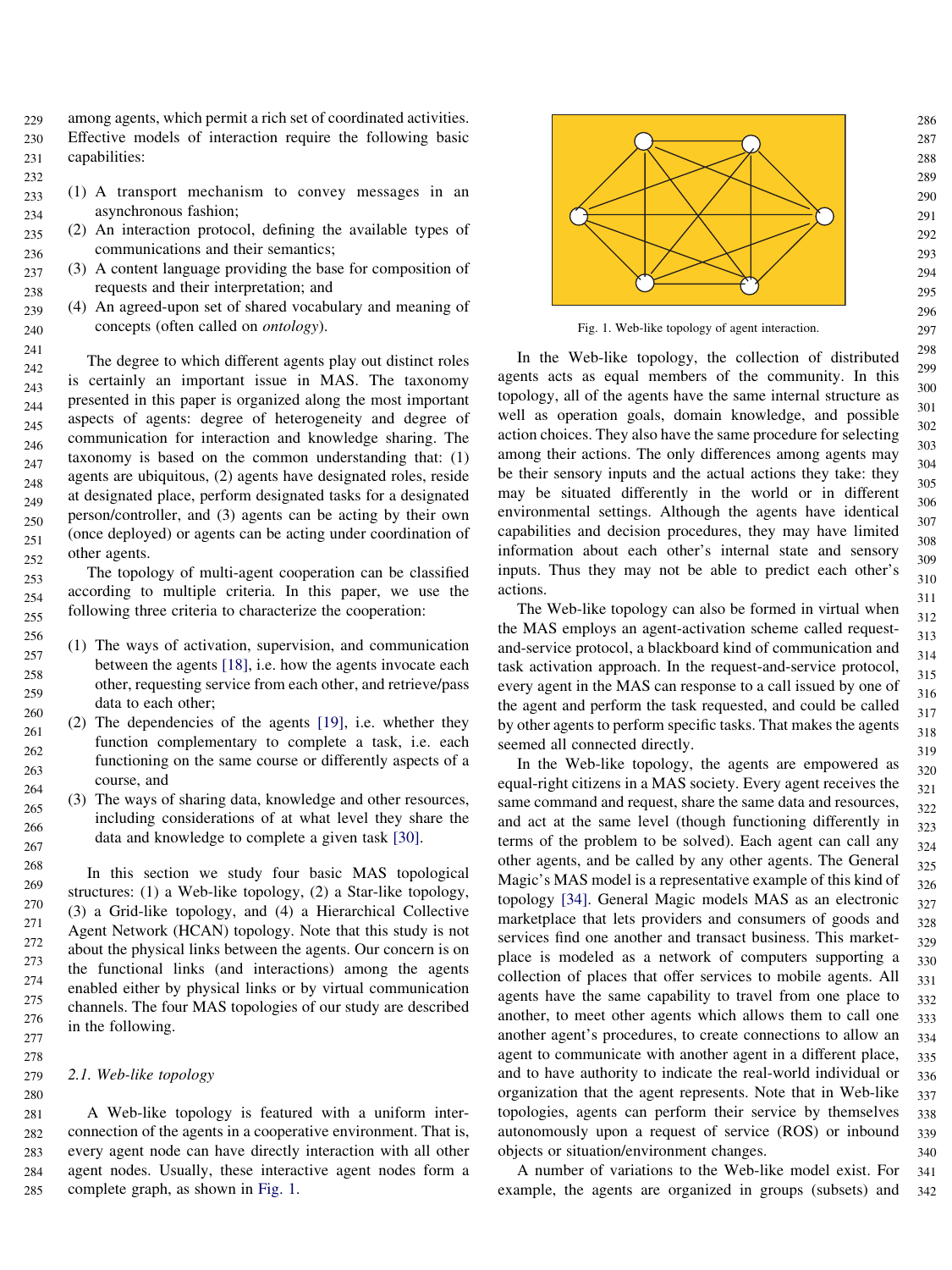among agents, which permit a rich set of coordinated activities. Effective models of interaction require the following basic capabilities:

(1) A transport mechanism to convey messages in an asynchronous fashion;
(2) An interaction protocol, defining the available types of communications and their semantics;
(3) A content language providing the base for composition of requests and their interpretation; and
(4) An agreed-upon set of shared vocabulary and meaning of concepts (often called on *ontology*).

The degree to which different agents play out distinct roles is certainly an important issue in MAS. The taxonomy presented in this paper is organized along the most important aspects of agents: degree of heterogeneity and degree of communication for interaction and knowledge sharing. The taxonomy is based on the common understanding that: (1) agents are ubiquitous, (2) agents have designated roles, reside at designated place, perform designated tasks for a designated person/controller, and (3) agents can be acting by their own (once deployed) or agents can be acting under coordination of other agents.

The topology of multi-agent cooperation can be classified according to multiple criteria. In this paper, we use the following three criteria to characterize the cooperation:

(1) The ways of activation, supervision, and communication between the agents [18], i.e. how the agents invocate each other, requesting service from each other, and retrieve/pass data to each other;
(2) The dependencies of the agents [19], i.e. whether they function complementary to complete a task, i.e. each functioning on the same course or differently aspects of a course, and
(3) The ways of sharing data, knowledge and other resources, including considerations of at what level they share the data and knowledge to complete a given task [30].

In this section we study four basic MAS topological structures: (1) a Web-like topology, (2) a Star-like topology, (3) a Grid-like topology, and (4) a Hierarchical Collective Agent Network (HCAN) topology. Note that this study is not about the physical links between the agents. Our concern is on the functional links (and interactions) among the agents enabled either by physical links or by virtual communication channels. The four MAS topologies of our study are described in the following.

### 2.1. Web-like topology

A Web-like topology is featured with a uniform inter-connection of the agents in a cooperative environment. That is, every agent node can have directly interaction with all other agent nodes. Usually, these interactive agent nodes form a complete graph, as shown in Fig. 1.

Fig. 1. Web-like topology of agent interaction.

In the Web-like topology, the collection of distributed agents acts as equal members of the community. In this topology, all of the agents have the same internal structure as well as operation goals, domain knowledge, and possible action choices. They also have the same procedure for selecting among their actions. The only differences among agents may be their sensory inputs and the actual actions they take: they may be situated differently in the world or in different environmental settings. Although the agents have identical capabilities and decision procedures, they may have limited information about each other's internal state and sensory inputs. Thus they may not be able to predict each other's actions.

The Web-like topology can also be formed in virtual when the MAS employs an agent-activation scheme called request-and-service protocol, a blackboard kind of communication and task activation approach. In the request-and-service protocol, every agent in the MAS can response to a call issued by one of the agent and perform the task requested, and could be called by other agents to perform specific tasks. That makes the agents seemed all connected directly.

In the Web-like topology, the agents are empowered as equal-right citizens in a MAS society. Every agent receives the same command and request, share the same data and resources, and act at the same level (though functioning differently in terms of the problem to be solved). Each agent can call any other agents, and be called by any other agents. The General Magic's MAS model is a representative example of this kind of topology [34]. General Magic models MAS as an electronic marketplace that lets providers and consumers of goods and services find one another and transact business. This marketplace is modeled as a network of computers supporting a collection of places that offer services to mobile agents. All agents have the same capability to travel from one place to another, to meet other agents which allows them to call one another agent's procedures, to create connections to allow an agent to communicate with another agent in a different place, and to have authority to indicate the real-world individual or organization that the agent represents. Note that in Web-like topologies, agents can perform their service by themselves autonomously upon a request of service (ROS) or inbound objects or situation/environment changes.

A number of variations to the Web-like model exist. For example, the agents are organized in groups (subsets) and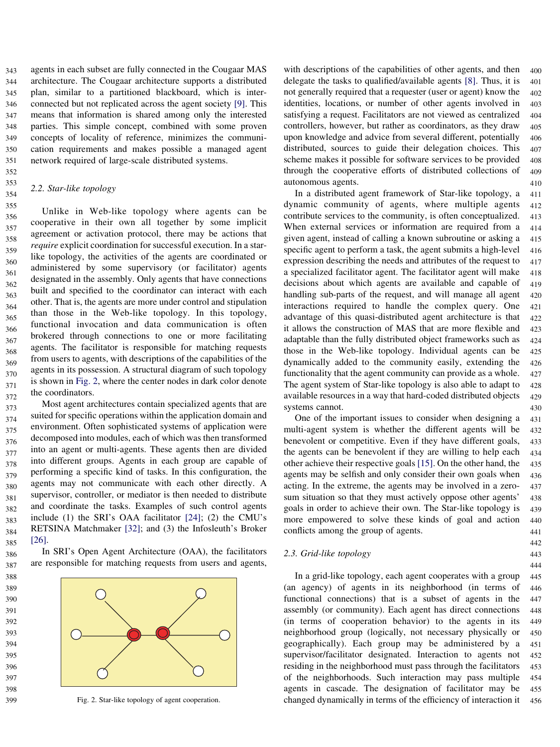agents in each subset are fully connected in the Cougaar MAS architecture. The Cougaar architecture supports a distributed plan, similar to a partitioned blackboard, which is inter-connected but not replicated across the agent society [9]. This means that information is shared among only the interested parties. This simple concept, combined with some proven concepts of locality of reference, minimizes the communication requirements and makes possible a managed agent network required of large-scale distributed systems.

### 2.2. Star-like topology

Unlike in Web-like topology where agents can be cooperative in their own all together by some implicit agreement or activation protocol, there may be actions that *require* explicit coordination for successful execution. In a star-like topology, the activities of the agents are coordinated or administered by some supervisory (or facilitator) agents designated in the assembly. Only agents that have connections built and specified to the coordinator can interact with each other. That is, the agents are more under control and stipulation than those in the Web-like topology. In this topology, functional invocation and data communication is often brokered through connections to one or more facilitating agents. The facilitator is responsible for matching requests from users to agents, with descriptions of the capabilities of the agents in its possession. A structural diagram of such topology is shown in Fig. 2, where the center nodes in dark color denote the coordinators.

Most agent architectures contain specialized agents that are suited for specific operations within the application domain and environment. Often sophisticated systems of application were decomposed into modules, each of which was then transformed into an agent or multi-agents. These agents then are divided into different groups. Agents in each group are capable of performing a specific kind of tasks. In this configuration, the agents may not communicate with each other directly. A supervisor, controller, or mediator is then needed to distribute and coordinate the tasks. Examples of such control agents include (1) the SRI's OAA facilitator [24]; (2) the CMU's RETSINA Matchmaker [32]; and (3) the Infosleuth's Broker [26].

In SRI's Open Agent Architecture (OAA), the facilitators are responsible for matching requests from users and agents,

Fig. 2. Star-like topology of agent cooperation.

with descriptions of the capabilities of other agents, and then delegate the tasks to qualified/available agents [8]. Thus, it is not generally required that a requester (user or agent) know the identities, locations, or number of other agents involved in satisfying a request. Facilitators are not viewed as centralized controllers, however, but rather as coordinators, as they draw upon knowledge and advice from several different, potentially distributed, sources to guide their delegation choices. This scheme makes it possible for software services to be provided through the cooperative efforts of distributed collections of autonomous agents.

In a distributed agent framework of Star-like topology, a dynamic community of agents, where multiple agents contribute services to the community, is often conceptualized. When external services or information are required from a given agent, instead of calling a known subroutine or asking a specific agent to perform a task, the agent submits a high-level expression describing the needs and attributes of the request to a specialized facilitator agent. The facilitator agent will make decisions about which agents are available and capable of handling sub-parts of the request, and will manage all agent interactions required to handle the complex query. One advantage of this quasi-distributed agent architecture is that it allows the construction of MAS that are more flexible and adaptable than the fully distributed object frameworks such as those in the Web-like topology. Individual agents can be dynamically added to the community easily, extending the functionality that the agent community can provide as a whole. The agent system of Star-like topology is also able to adapt to available resources in a way that hard-coded distributed objects systems cannot.

One of the important issues to consider when designing a multi-agent system is whether the different agents will be benevolent or competitive. Even if they have different goals, the agents can be benevolent if they are willing to help each other achieve their respective goals [15]. On the other hand, the agents may be selfish and only consider their own goals when acting. In the extreme, the agents may be involved in a zero-sum situation so that they must actively oppose other agents' goals in order to achieve their own. The Star-like topology is more empowered to solve these kinds of goal and action conflicts among the group of agents.

### 2.3. Grid-like topology

In a grid-like topology, each agent cooperates with a group (an agency) of agents in its neighborhood (in terms of functional connections) that is a subset of agents in the assembly (or community). Each agent has direct connections (in terms of cooperation behavior) to the agents in its neighborhood group (logically, not necessary physically or geographically). Each group may be administered by a supervisor/facilitator designated. Interaction to agents not residing in the neighborhood must pass through the facilitators of the neighborhoods. Such interaction may pass multiple agents in cascade. The designation of facilitator may be changed dynamically in terms of the efficiency of interaction it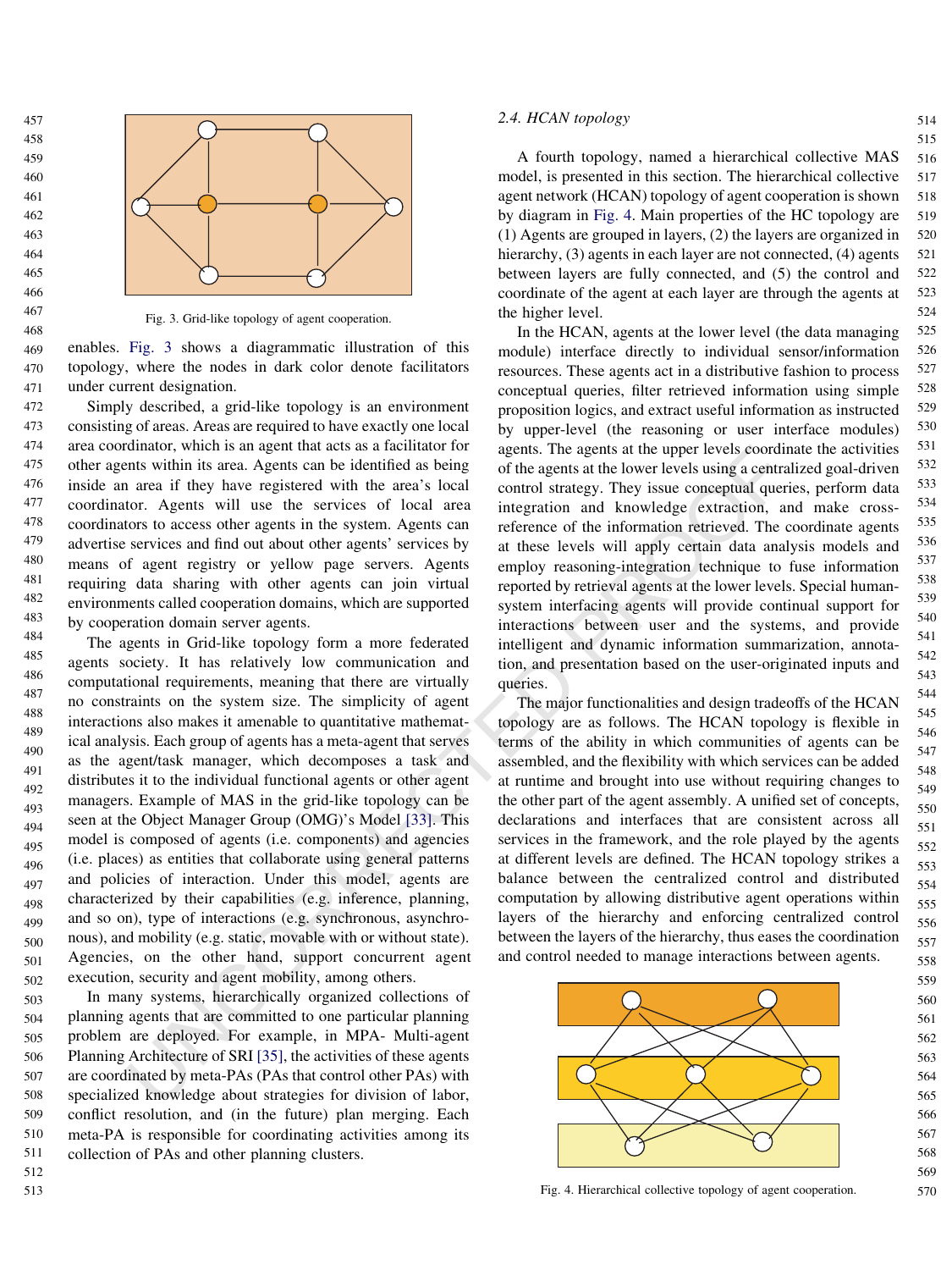Fig. 3. Grid-like topology of agent cooperation.

enables. Fig. 3 shows a diagrammatic illustration of this topology, where the nodes in dark color denote facilitators under current designation.

Simply described, a grid-like topology is an environment consisting of areas. Areas are required to have exactly one local area coordinator, which is an agent that acts as a facilitator for other agents within its area. Agents can be identified as being inside an area if they have registered with the area's local coordinator. Agents will use the services of local area coordinators to access other agents in the system. Agents can advertise services and find out about other agents' services by means of agent registry or yellow page servers. Agents requiring data sharing with other agents can join virtual environments called cooperation domains, which are supported by cooperation domain server agents.

The agents in Grid-like topology form a more federated agents society. It has relatively low communication and computational requirements, meaning that there are virtually no constraints on the system size. The simplicity of agent interactions also makes it amenable to quantitative mathematical analysis. Each group of agents has a meta-agent that serves as the agent/task manager, which decomposes a task and distributes it to the individual functional agents or other agent managers. Example of MAS in the grid-like topology can be seen at the Object Manager Group (OMG)'s Model [33]. This model is composed of agents (i.e. components) and agencies (i.e. places) as entities that collaborate using general patterns and policies of interaction. Under this model, agents are characterized by their capabilities (e.g. inference, planning, and so on), type of interactions (e.g. synchronous, asynchronous), and mobility (e.g. static, movable with or without state). Agencies, on the other hand, support concurrent agent execution, security and agent mobility, among others.

In many systems, hierarchically organized collections of planning agents that are committed to one particular planning problem are deployed. For example, in MPA- Multi-agent Planning Architecture of SRI [35], the activities of these agents are coordinated by meta-PAs (PAs that control other PAs) with specialized knowledge about strategies for division of labor, conflict resolution, and (in the future) plan merging. Each meta-PA is responsible for coordinating activities among its collection of PAs and other planning clusters.

### 2.4. HCAN topology

A fourth topology, named a hierarchical collective MAS model, is presented in this section. The hierarchical collective agent network (HCAN) topology of agent cooperation is shown by diagram in Fig. 4. Main properties of the HC topology are (1) Agents are grouped in layers, (2) the layers are organized in hierarchy, (3) agents in each layer are not connected, (4) agents between layers are fully connected, and (5) the control and coordinate of the agent at each layer are through the agents at the higher level.

In the HCAN, agents at the lower level (the data managing module) interface directly to individual sensor/information resources. These agents act in a distributive fashion to process conceptual queries, filter retrieved information using simple proposition logics, and extract useful information as instructed by upper-level (the reasoning or user interface modules) agents. The agents at the upper levels coordinate the activities of the agents at the lower levels using a centralized goal-driven control strategy. They issue conceptual queries, perform data integration and knowledge extraction, and make cross-reference of the information retrieved. The coordinate agents at these levels will apply certain data analysis models and employ reasoning-integration technique to fuse information reported by retrieval agents at the lower levels. Special human-system interfacing agents will provide continual support for interactions between user and the systems, and provide intelligent and dynamic information summarization, annotation, and presentation based on the user-originated inputs and queries.

The major functionalities and design tradeoffs of the HCAN topology are as follows. The HCAN topology is flexible in terms of the ability in which communities of agents can be assembled, and the flexibility with which services can be added at runtime and brought into use without requiring changes to the other part of the agent assembly. A unified set of concepts, declarations and interfaces that are consistent across all services in the framework, and the role played by the agents at different levels are defined. The HCAN topology strikes a balance between the centralized control and distributed computation by allowing distributive agent operations within layers of the hierarchy and enforcing centralized control between the layers of the hierarchy, thus eases the coordination and control needed to manage interactions between agents.

Fig. 4. Hierarchical collective topology of agent cooperation.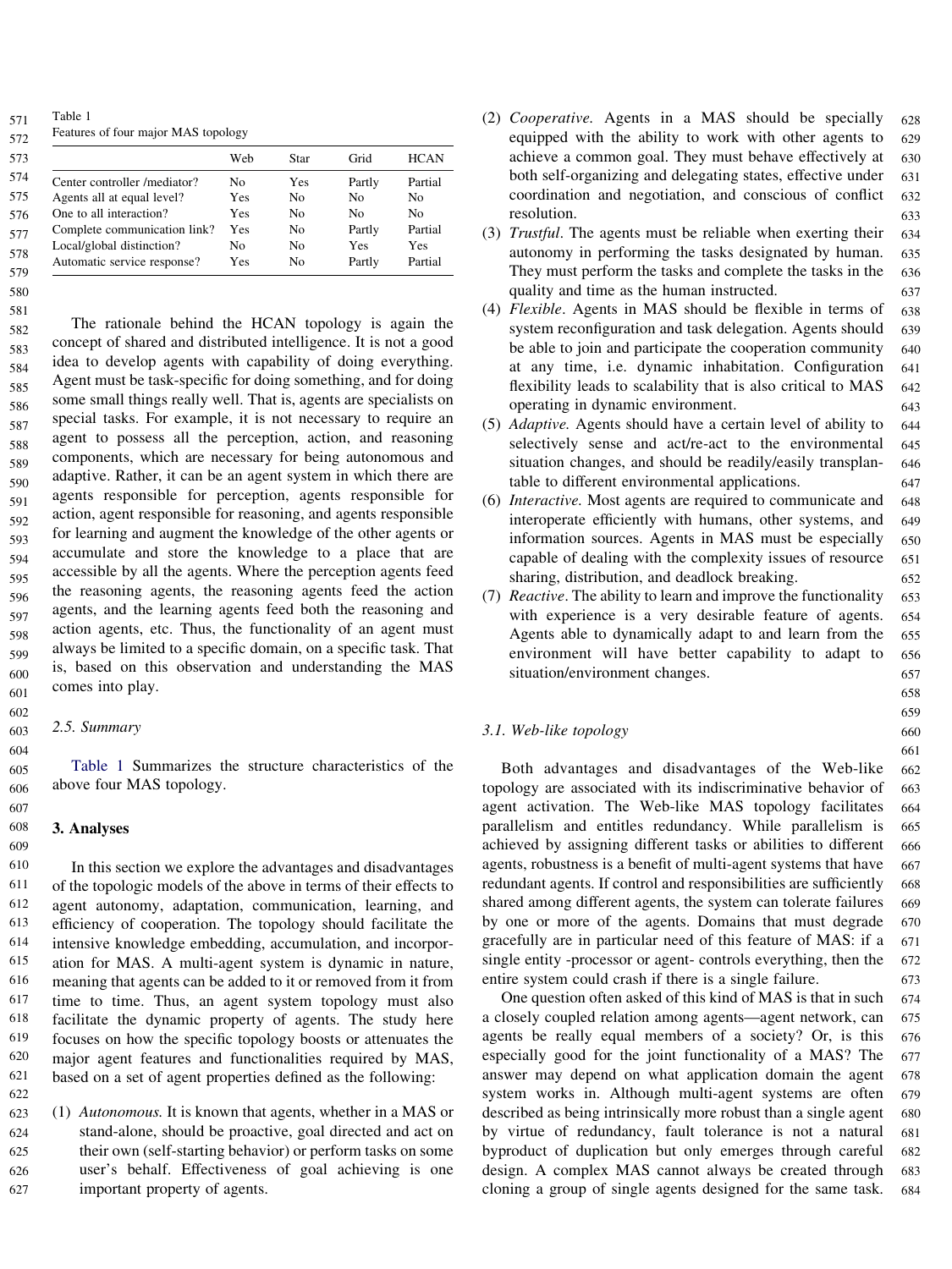Table 1
Features of four major MAS topology

| | Web | Star | Grid | HCAN |
|---|---|---|---|---|
| Center controller /mediator? | No | Yes | Partly | Partial |
| Agents all at equal level? | Yes | No | No | No |
| One to all interaction? | Yes | No | No | No |
| Complete communication link? | Yes | No | Partly | Partial |
| Local/global distinction? | No | No | Yes | Yes |
| Automatic service response? | Yes | No | Partly | Partial |

The rationale behind the HCAN topology is again the concept of shared and distributed intelligence. It is not a good idea to develop agents with capability of doing everything. Agent must be task-specific for doing something, and for doing some small things really well. That is, agents are specialists on special tasks. For example, it is not necessary to require an agent to possess all the perception, action, and reasoning components, which are necessary for being autonomous and adaptive. Rather, it can be an agent system in which there are agents responsible for perception, agents responsible for action, agent responsible for reasoning, and agents responsible for learning and augment the knowledge of the other agents or accumulate and store the knowledge to a place that are accessible by all the agents. Where the perception agents feed the reasoning agents, the reasoning agents feed the action agents, and the learning agents feed both the reasoning and action agents, etc. Thus, the functionality of an agent must always be limited to a specific domain, on a specific task. That is, based on this observation and understanding the MAS comes into play.

### 2.5. Summary

Table 1 Summarizes the structure characteristics of the above four MAS topology.

## 3. Analyses

In this section we explore the advantages and disadvantages of the topologic models of the above in terms of their effects to agent autonomy, adaptation, communication, learning, and efficiency of cooperation. The topology should facilitate the intensive knowledge embedding, accumulation, and incorporation for MAS. A multi-agent system is dynamic in nature, meaning that agents can be added to it or removed from it from time to time. Thus, an agent system topology must also facilitate the dynamic property of agents. The study here focuses on how the specific topology boosts or attenuates the major agent features and functionalities required by MAS, based on a set of agent properties defined as the following:

(1) *Autonomous.* It is known that agents, whether in a MAS or stand-alone, should be proactive, goal directed and act on their own (self-starting behavior) or perform tasks on some user's behalf. Effectiveness of goal achieving is one important property of agents.
(2) *Cooperative.* Agents in a MAS should be specially equipped with the ability to work with other agents to achieve a common goal. They must behave effectively at both self-organizing and delegating states, effective under coordination and negotiation, and conscious of conflict resolution.
(3) *Trustful*. The agents must be reliable when exerting their autonomy in performing the tasks designated by human. They must perform the tasks and complete the tasks in the quality and time as the human instructed.
(4) *Flexible*. Agents in MAS should be flexible in terms of system reconfiguration and task delegation. Agents should be able to join and participate the cooperation community at any time, i.e. dynamic inhabitation. Configuration flexibility leads to scalability that is also critical to MAS operating in dynamic environment.
(5) *Adaptive.* Agents should have a certain level of ability to selectively sense and act/re-act to the environmental situation changes, and should be readily/easily transplantable to different environmental applications.
(6) *Interactive.* Most agents are required to communicate and interoperate efficiently with humans, other systems, and information sources. Agents in MAS must be especially capable of dealing with the complexity issues of resource sharing, distribution, and deadlock breaking.
(7) *Reactive*. The ability to learn and improve the functionality with experience is a very desirable feature of agents. Agents able to dynamically adapt to and learn from the environment will have better capability to adapt to situation/environment changes.

### 3.1. Web-like topology

Both advantages and disadvantages of the Web-like topology are associated with its indiscriminative behavior of agent activation. The Web-like MAS topology facilitates parallelism and entitles redundancy. While parallelism is achieved by assigning different tasks or abilities to different agents, robustness is a benefit of multi-agent systems that have redundant agents. If control and responsibilities are sufficiently shared among different agents, the system can tolerate failures by one or more of the agents. Domains that must degrade gracefully are in particular need of this feature of MAS: if a single entity -processor or agent- controls everything, then the entire system could crash if there is a single failure.

One question often asked of this kind of MAS is that in such a closely coupled relation among agents—agent network, can agents be really equal members of a society? Or, is this especially good for the joint functionality of a MAS? The answer may depend on what application domain the agent system works in. Although multi-agent systems are often described as being intrinsically more robust than a single agent by virtue of redundancy, fault tolerance is not a natural byproduct of duplication but only emerges through careful design. A complex MAS cannot always be created through cloning a group of single agents designed for the same task.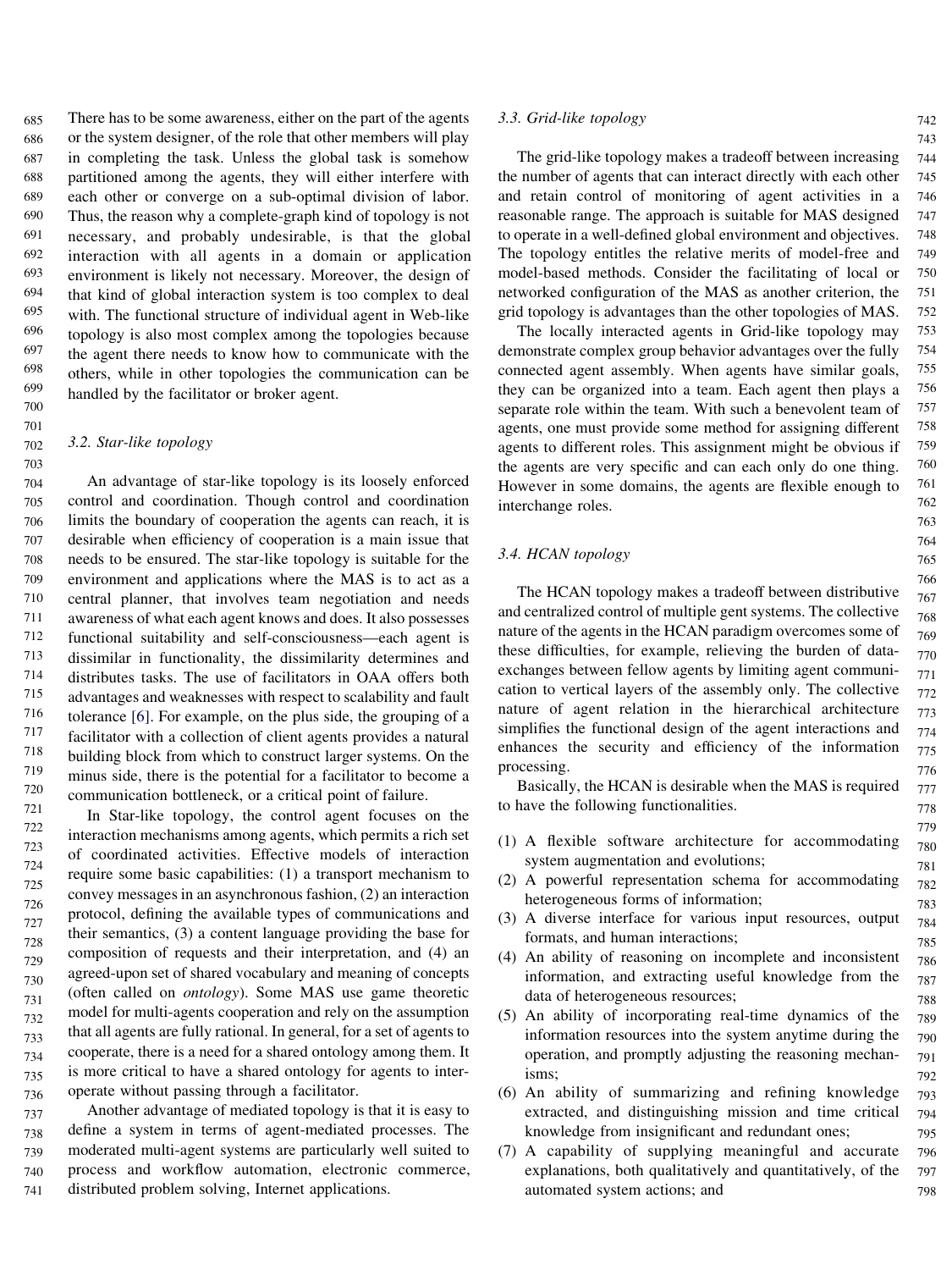There has to be some awareness, either on the part of the agents or the system designer, of the role that other members will play in completing the task. Unless the global task is somehow partitioned among the agents, they will either interfere with each other or converge on a sub-optimal division of labor. Thus, the reason why a complete-graph kind of topology is not necessary, and probably undesirable, is that the global interaction with all agents in a domain or application environment is likely not necessary. Moreover, the design of that kind of global interaction system is too complex to deal with. The functional structure of individual agent in Web-like topology is also most complex among the topologies because the agent there needs to know how to communicate with the others, while in other topologies the communication can be handled by the facilitator or broker agent.

### 3.2. Star-like topology

An advantage of star-like topology is its loosely enforced control and coordination. Though control and coordination limits the boundary of cooperation the agents can reach, it is desirable when efficiency of cooperation is a main issue that needs to be ensured. The star-like topology is suitable for the environment and applications where the MAS is to act as a central planner, that involves team negotiation and needs awareness of what each agent knows and does. It also possesses functional suitability and self-consciousness—each agent is dissimilar in functionality, the dissimilarity determines and distributes tasks. The use of facilitators in OAA offers both advantages and weaknesses with respect to scalability and fault tolerance [6]. For example, on the plus side, the grouping of a facilitator with a collection of client agents provides a natural building block from which to construct larger systems. On the minus side, there is the potential for a facilitator to become a communication bottleneck, or a critical point of failure.

In Star-like topology, the control agent focuses on the interaction mechanisms among agents, which permits a rich set of coordinated activities. Effective models of interaction require some basic capabilities: (1) a transport mechanism to convey messages in an asynchronous fashion, (2) an interaction protocol, defining the available types of communications and their semantics, (3) a content language providing the base for composition of requests and their interpretation, and (4) an agreed-upon set of shared vocabulary and meaning of concepts (often called on *ontology*). Some MAS use game theoretic model for multi-agents cooperation and rely on the assumption that all agents are fully rational. In general, for a set of agents to cooperate, there is a need for a shared ontology among them. It is more critical to have a shared ontology for agents to inter-operate without passing through a facilitator.

Another advantage of mediated topology is that it is easy to define a system in terms of agent-mediated processes. The moderated multi-agent systems are particularly well suited to process and workflow automation, electronic commerce, distributed problem solving, Internet applications.

### 3.3. Grid-like topology

The grid-like topology makes a tradeoff between increasing the number of agents that can interact directly with each other and retain control of monitoring of agent activities in a reasonable range. The approach is suitable for MAS designed to operate in a well-defined global environment and objectives. The topology entitles the relative merits of model-free and model-based methods. Consider the facilitating of local or networked configuration of the MAS as another criterion, the grid topology is advantages than the other topologies of MAS.

The locally interacted agents in Grid-like topology may demonstrate complex group behavior advantages over the fully connected agent assembly. When agents have similar goals, they can be organized into a team. Each agent then plays a separate role within the team. With such a benevolent team of agents, one must provide some method for assigning different agents to different roles. This assignment might be obvious if the agents are very specific and can each only do one thing. However in some domains, the agents are flexible enough to interchange roles.

### 3.4. HCAN topology

The HCAN topology makes a tradeoff between distributive and centralized control of multiple gent systems. The collective nature of the agents in the HCAN paradigm overcomes some of these difficulties, for example, relieving the burden of data-exchanges between fellow agents by limiting agent communication to vertical layers of the assembly only. The collective nature of agent relation in the hierarchical architecture simplifies the functional design of the agent interactions and enhances the security and efficiency of the information processing.

Basically, the HCAN is desirable when the MAS is required to have the following functionalities.

(1) A flexible software architecture for accommodating system augmentation and evolutions;
(2) A powerful representation schema for accommodating heterogeneous forms of information;
(3) A diverse interface for various input resources, output formats, and human interactions;
(4) An ability of reasoning on incomplete and inconsistent information, and extracting useful knowledge from the data of heterogeneous resources;
(5) An ability of incorporating real-time dynamics of the information resources into the system anytime during the operation, and promptly adjusting the reasoning mechanisms;
(6) An ability of summarizing and refining knowledge extracted, and distinguishing mission and time critical knowledge from insignificant and redundant ones;
(7) A capability of supplying meaningful and accurate explanations, both qualitatively and quantitatively, of the automated system actions; and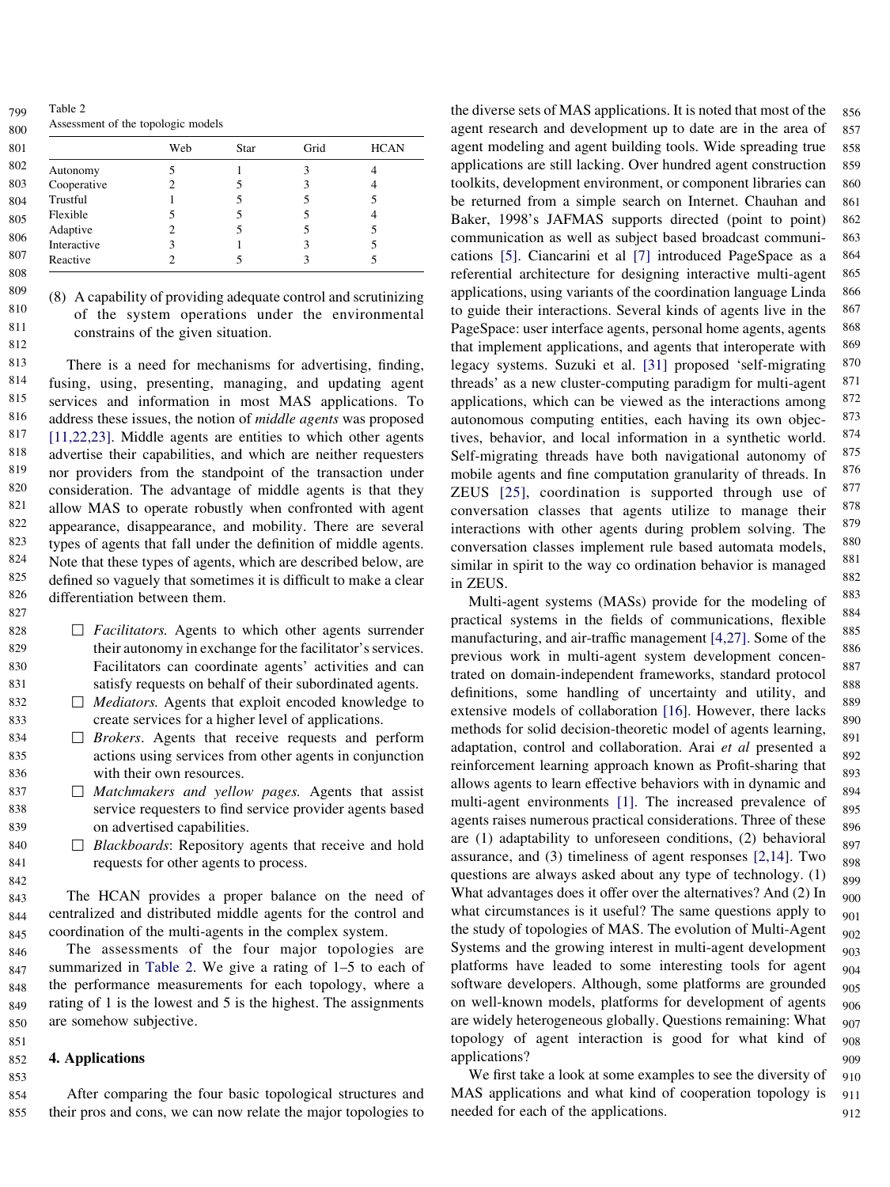Table 2
Assessment of the topologic models

| | Web | Star | Grid | HCAN |
|---|---|---|---|---|
| Autonomy | 5 | 1 | 3 | 4 |
| Cooperative | 2 | 5 | 3 | 4 |
| Trustful | 1 | 5 | 5 | 5 |
| Flexible | 5 | 5 | 5 | 4 |
| Adaptive | 2 | 5 | 5 | 5 |
| Interactive | 3 | 1 | 3 | 5 |
| Reactive | 2 | 5 | 3 | 5 |

(8) A capability of providing adequate control and scrutinizing of the system operations under the environmental constrains of the given situation.

There is a need for mechanisms for advertising, finding, fusing, using, presenting, managing, and updating agent services and information in most MAS applications. To address these issues, the notion of *middle agents* was proposed [11,22,23]. Middle agents are entities to which other agents advertise their capabilities, and which are neither requesters nor providers from the standpoint of the transaction under consideration. The advantage of middle agents is that they allow MAS to operate robustly when confronted with agent appearance, disappearance, and mobility. There are several types of agents that fall under the definition of middle agents. Note that these types of agents, which are described below, are defined so vaguely that sometimes it is difficult to make a clear differentiation between them.

- *Facilitators.* Agents to which other agents surrender their autonomy in exchange for the facilitator's services. Facilitators can coordinate agents' activities and can satisfy requests on behalf of their subordinated agents.
- *Mediators.* Agents that exploit encoded knowledge to create services for a higher level of applications.
- *Brokers*. Agents that receive requests and perform actions using services from other agents in conjunction with their own resources.
- *Matchmakers and yellow pages.* Agents that assist service requesters to find service provider agents based on advertised capabilities.
- *Blackboards*: Repository agents that receive and hold requests for other agents to process.

The HCAN provides a proper balance on the need of centralized and distributed middle agents for the control and coordination of the multi-agents in the complex system.

The assessments of the four major topologies are summarized in Table 2. We give a rating of 1–5 to each of the performance measurements for each topology, where a rating of 1 is the lowest and 5 is the highest. The assignments are somehow subjective.

## 4. Applications

After comparing the four basic topological structures and their pros and cons, we can now relate the major topologies to the diverse sets of MAS applications. It is noted that most of the agent research and development up to date are in the area of agent modeling and agent building tools. Wide spreading true applications are still lacking. Over hundred agent construction toolkits, development environment, or component libraries can be returned from a simple search on Internet. Chauhan and Baker, 1998's JAFMAS supports directed (point to point) communication as well as subject based broadcast communications [5]. Ciancarini et al [7] introduced PageSpace as a referential architecture for designing interactive multi-agent applications, using variants of the coordination language Linda to guide their interactions. Several kinds of agents live in the PageSpace: user interface agents, personal home agents, agents that implement applications, and agents that interoperate with legacy systems. Suzuki et al. [31] proposed 'self-migrating threads' as a new cluster-computing paradigm for multi-agent applications, which can be viewed as the interactions among autonomous computing entities, each having its own objectives, behavior, and local information in a synthetic world. Self-migrating threads have both navigational autonomy of mobile agents and fine computation granularity of threads. In ZEUS [25], coordination is supported through use of conversation classes that agents utilize to manage their interactions with other agents during problem solving. The conversation classes implement rule based automata models, similar in spirit to the way co ordination behavior is managed in ZEUS.

Multi-agent systems (MASs) provide for the modeling of practical systems in the fields of communications, flexible manufacturing, and air-traffic management [4,27]. Some of the previous work in multi-agent system development concentrated on domain-independent frameworks, standard protocol definitions, some handling of uncertainty and utility, and extensive models of collaboration [16]. However, there lacks methods for solid decision-theoretic model of agents learning, adaptation, control and collaboration. Arai *et al* presented a reinforcement learning approach known as Profit-sharing that allows agents to learn effective behaviors with in dynamic and multi-agent environments [1]. The increased prevalence of agents raises numerous practical considerations. Three of these are (1) adaptability to unforeseen conditions, (2) behavioral assurance, and (3) timeliness of agent responses [2,14]. Two questions are always asked about any type of technology. (1) What advantages does it offer over the alternatives? And (2) In what circumstances is it useful? The same questions apply to the study of topologies of MAS. The evolution of Multi-Agent Systems and the growing interest in multi-agent development platforms have leaded to some interesting tools for agent software developers. Although, some platforms are grounded on well-known models, platforms for development of agents are widely heterogeneous globally. Questions remaining: What topology of agent interaction is good for what kind of applications?

We first take a look at some examples to see the diversity of MAS applications and what kind of cooperation topology is needed for each of the applications.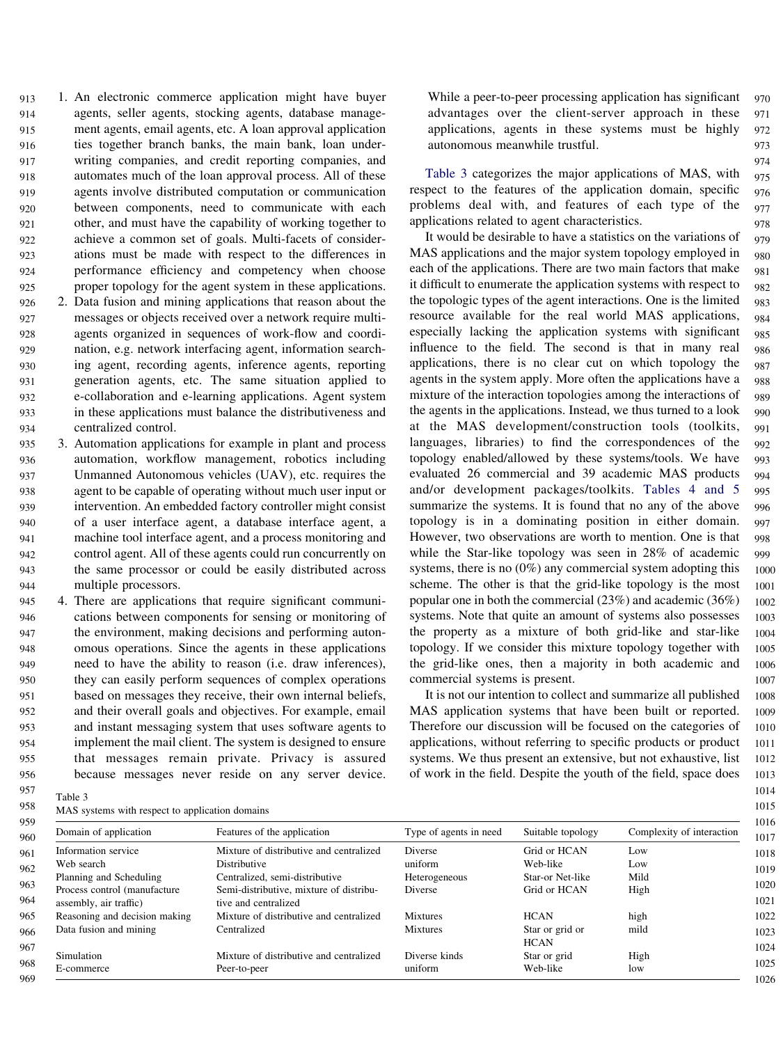1. An electronic commerce application might have buyer agents, seller agents, stocking agents, database management agents, email agents, etc. A loan approval application ties together branch banks, the main bank, loan underwriting companies, and credit reporting companies, and automates much of the loan approval process. All of these agents involve distributed computation or communication between components, need to communicate with each other, and must have the capability of working together to achieve a common set of goals. Multi-facets of considerations must be made with respect to the differences in performance efficiency and competency when choose proper topology for the agent system in these applications.
2. Data fusion and mining applications that reason about the messages or objects received over a network require multi-agents organized in sequences of work-flow and coordination, e.g. network interfacing agent, information searching agent, recording agents, inference agents, reporting generation agents, etc. The same situation applied to e-collaboration and e-learning applications. Agent system in these applications must balance the distributiveness and centralized control.
3. Automation applications for example in plant and process automation, workflow management, robotics including Unmanned Autonomous vehicles (UAV), etc. requires the agent to be capable of operating without much user input or intervention. An embedded factory controller might consist of a user interface agent, a database interface agent, a machine tool interface agent, and a process monitoring and control agent. All of these agents could run concurrently on the same processor or could be easily distributed across multiple processors.
4. There are applications that require significant communications between components for sensing or monitoring of the environment, making decisions and performing autonomous operations. Since the agents in these applications need to have the ability to reason (i.e. draw inferences), they can easily perform sequences of complex operations based on messages they receive, their own internal beliefs, and their overall goals and objectives. For example, email and instant messaging system that uses software agents to implement the mail client. The system is designed to ensure that messages remain private. Privacy is assured because messages never reside on any server device. While a peer-to-peer processing application has significant advantages over the client-server approach in these applications, agents in these systems must be highly autonomous meanwhile trustful.

Table 3 categorizes the major applications of MAS, with respect to the features of the application domain, specific problems deal with, and features of each type of the applications related to agent characteristics.

It would be desirable to have a statistics on the variations of MAS applications and the major system topology employed in each of the applications. There are two main factors that make it difficult to enumerate the application systems with respect to the topologic types of the agent interactions. One is the limited resource available for the real world MAS applications, especially lacking the application systems with significant influence to the field. The second is that in many real applications, there is no clear cut on which topology the agents in the system apply. More often the applications have a mixture of the interaction topologies among the interactions of the agents in the applications. Instead, we thus turned to a look at the MAS development/construction tools (toolkits, languages, libraries) to find the correspondences of the topology enabled/allowed by these systems/tools. We have evaluated 26 commercial and 39 academic MAS products and/or development packages/toolkits. Tables 4 and 5 summarize the systems. It is found that no any of the above topology is in a dominating position in either domain. However, two observations are worth to mention. One is that while the Star-like topology was seen in 28% of academic systems, there is no (0%) any commercial system adopting this scheme. The other is that the grid-like topology is the most popular one in both the commercial (23%) and academic (36%) systems. Note that quite an amount of systems also possesses the property as a mixture of both grid-like and star-like topology. If we consider this mixture topology together with the grid-like ones, then a majority in both academic and commercial systems is present.

It is not our intention to collect and summarize all published MAS application systems that have been built or reported. Therefore our discussion will be focused on the categories of applications, without referring to specific products or product systems. We thus present an extensive, but not exhaustive, list of work in the field. Despite the youth of the field, space does

Table 3
MAS systems with respect to application domains

| Domain of application | Features of the application | Type of agents in need | Suitable topology | Complexity of interaction |
|---|---|---|---|---|
| Information service | Mixture of distributive and centralized | Diverse | Grid or HCAN | Low |
| Web search | Distributive | uniform | Web-like | Low |
| Planning and Scheduling | Centralized, semi-distributive | Heterogeneous | Star-or Net-like | Mild |
| Process control (manufacture assembly, air traffic) | Semi-distributive, mixture of distributive and centralized | Diverse | Grid or HCAN | High |
| Reasoning and decision making | Mixture of distributive and centralized | Mixtures | HCAN | high |
| Data fusion and mining | Centralized | Mixtures | Star or grid or HCAN | mild |
| Simulation | Mixture of distributive and centralized | Diverse kinds | Star or grid | High |
| E-commerce | Peer-to-peer | uniform | Web-like | low |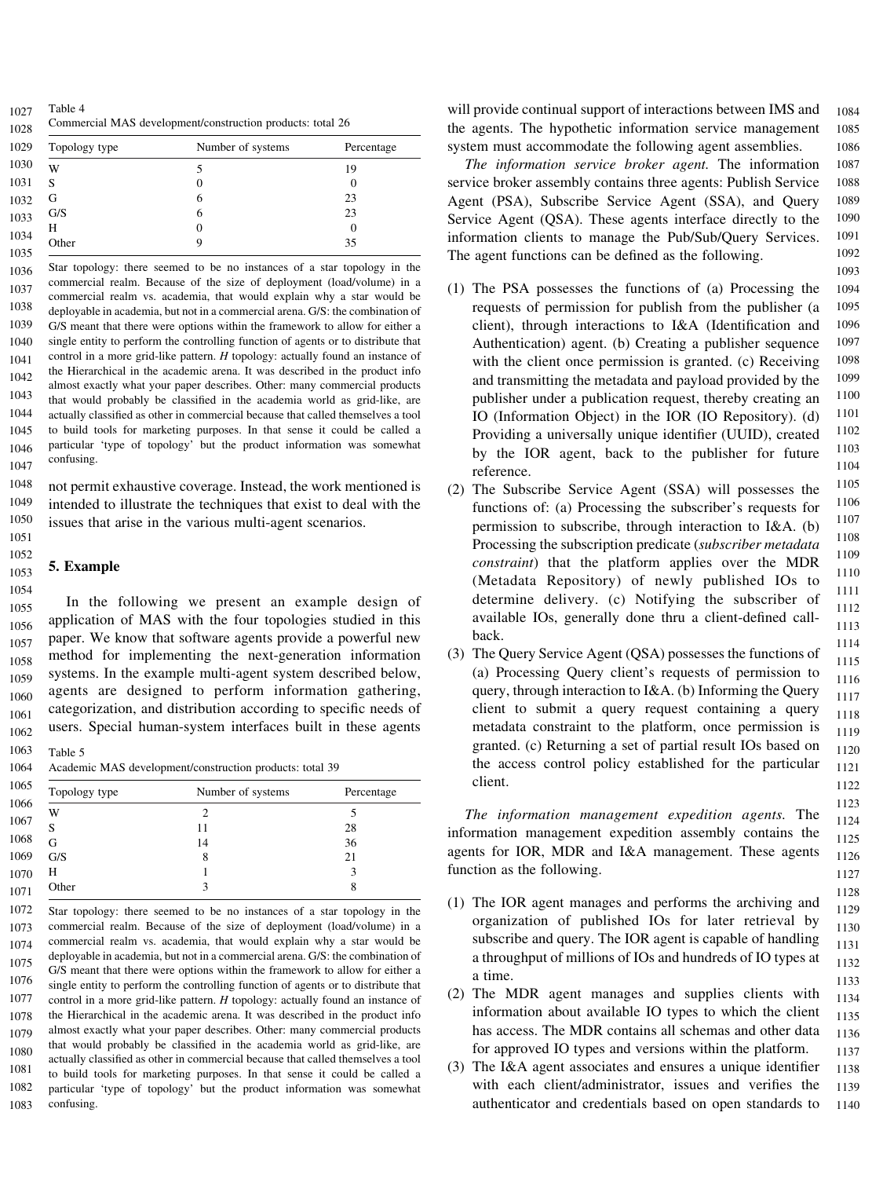Table 4
Commercial MAS development/construction products: total 26

| Topology type | Number of systems | Percentage |
|---|---|---|
| W | 5 | 19 |
| S | 0 | 0 |
| G | 6 | 23 |
| G/S | 6 | 23 |
| H | 0 | 0 |
| Other | 9 | 35 |

Star topology: there seemed to be no instances of a star topology in the commercial realm. Because of the size of deployment (load/volume) in a commercial realm vs. academia, that would explain why a star would be deployable in academia, but not in a commercial arena. G/S: the combination of G/S meant that there were options within the framework to allow for either a single entity to perform the controlling function of agents or to distribute that control in a more grid-like pattern. *H* topology: actually found an instance of the Hierarchical in the academic arena. It was described in the product info almost exactly what your paper describes. Other: many commercial products that would probably be classified in the academia world as grid-like, are actually classified as other in commercial because that called themselves a tool to build tools for marketing purposes. In that sense it could be called a particular 'type of topology' but the product information was somewhat confusing.

not permit exhaustive coverage. Instead, the work mentioned is intended to illustrate the techniques that exist to deal with the issues that arise in the various multi-agent scenarios.

## 5. Example

In the following we present an example design of application of MAS with the four topologies studied in this paper. We know that software agents provide a powerful new method for implementing the next-generation information systems. In the example multi-agent system described below, agents are designed to perform information gathering, categorization, and distribution according to specific needs of users. Special human-system interfaces built in these agents

Table 5
Academic MAS development/construction products: total 39

| Topology type | Number of systems | Percentage |
|---|---|---|
| W | 2 | 5 |
| S | 11 | 28 |
| G | 14 | 36 |
| G/S | 8 | 21 |
| H | 1 | 3 |
| Other | 3 | 8 |

Star topology: there seemed to be no instances of a star topology in the commercial realm. Because of the size of deployment (load/volume) in a commercial realm vs. academia, that would explain why a star would be deployable in academia, but not in a commercial arena. G/S: the combination of G/S meant that there were options within the framework to allow for either a single entity to perform the controlling function of agents or to distribute that control in a more grid-like pattern. *H* topology: actually found an instance of the Hierarchical in the academic arena. It was described in the product info almost exactly what your paper describes. Other: many commercial products that would probably be classified in the academia world as grid-like, are actually classified as other in commercial because that called themselves a tool to build tools for marketing purposes. In that sense it could be called a particular 'type of topology' but the product information was somewhat confusing.

will provide continual support of interactions between IMS and the agents. The hypothetic information service management system must accommodate the following agent assemblies.

*The information service broker agent.* The information service broker assembly contains three agents: Publish Service Agent (PSA), Subscribe Service Agent (SSA), and Query Service Agent (QSA). These agents interface directly to the information clients to manage the Pub/Sub/Query Services. The agent functions can be defined as the following.

(1) The PSA possesses the functions of (a) Processing the requests of permission for publish from the publisher (a client), through interactions to I&A (Identification and Authentication) agent. (b) Creating a publisher sequence with the client once permission is granted. (c) Receiving and transmitting the metadata and payload provided by the publisher under a publication request, thereby creating an IO (Information Object) in the IOR (IO Repository). (d) Providing a universally unique identifier (UUID), created by the IOR agent, back to the publisher for future reference.
(2) The Subscribe Service Agent (SSA) will possesses the functions of: (a) Processing the subscriber's requests for permission to subscribe, through interaction to I&A. (b) Processing the subscription predicate (*subscriber metadata constraint*) that the platform applies over the MDR (Metadata Repository) of newly published IOs to determine delivery. (c) Notifying the subscriber of available IOs, generally done thru a client-defined call-back.
(3) The Query Service Agent (QSA) possesses the functions of (a) Processing Query client's requests of permission to query, through interaction to I&A. (b) Informing the Query client to submit a query request containing a query metadata constraint to the platform, once permission is granted. (c) Returning a set of partial result IOs based on the access control policy established for the particular client.

*The information management expedition agents.* The information management expedition assembly contains the agents for IOR, MDR and I&A management. These agents function as the following.

(1) The IOR agent manages and performs the archiving and organization of published IOs for later retrieval by subscribe and query. The IOR agent is capable of handling a throughput of millions of IOs and hundreds of IO types at a time.
(2) The MDR agent manages and supplies clients with information about available IO types to which the client has access. The MDR contains all schemas and other data for approved IO types and versions within the platform.
(3) The I&A agent associates and ensures a unique identifier with each client/administrator, issues and verifies the authenticator and credentials based on open standards to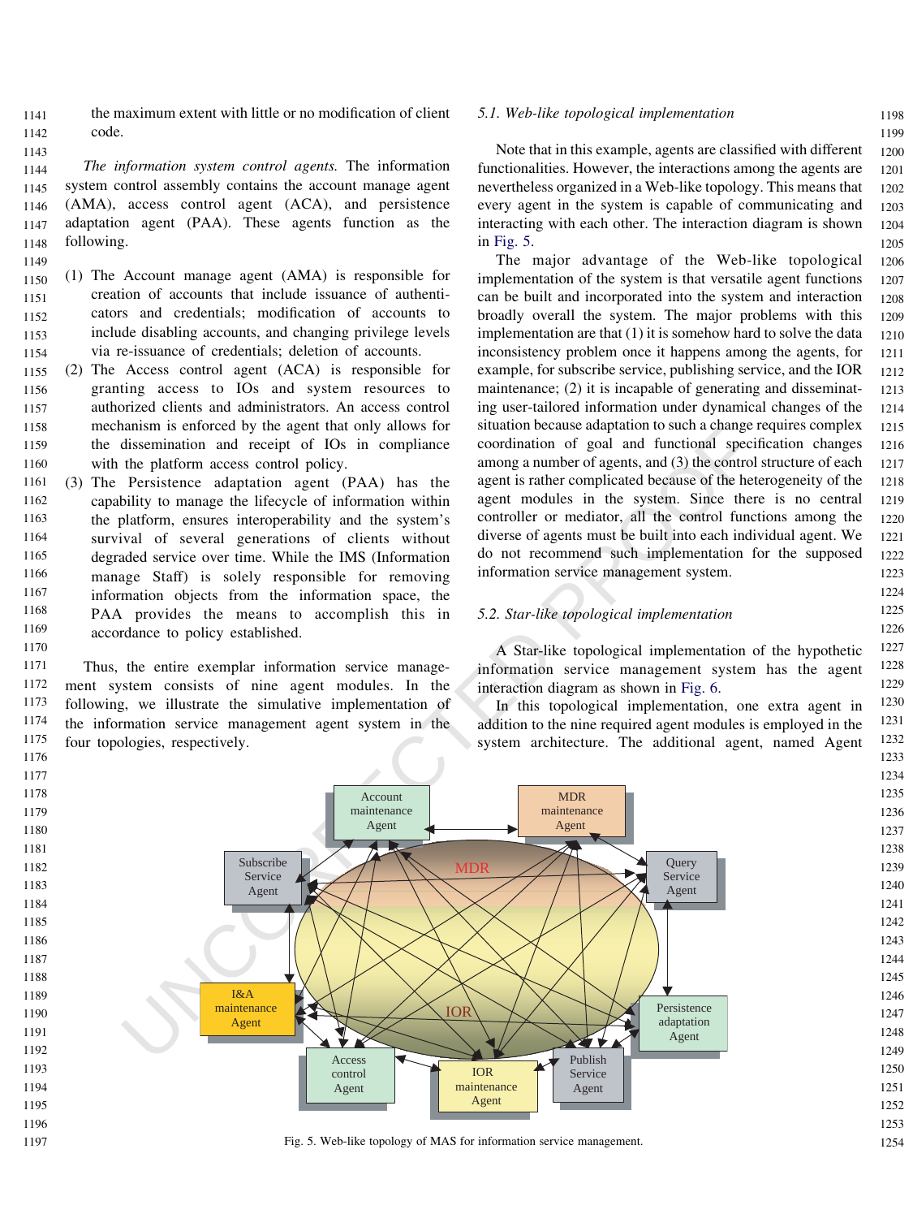the maximum extent with little or no modification of client code.

*The information system control agents.* The information system control assembly contains the account manage agent (AMA), access control agent (ACA), and persistence adaptation agent (PAA). These agents function as the following.

(1) The Account manage agent (AMA) is responsible for creation of accounts that include issuance of authenticators and credentials; modification of accounts to include disabling accounts, and changing privilege levels via re-issuance of credentials; deletion of accounts.
(2) The Access control agent (ACA) is responsible for granting access to IOs and system resources to authorized clients and administrators. An access control mechanism is enforced by the agent that only allows for the dissemination and receipt of IOs in compliance with the platform access control policy.
(3) The Persistence adaptation agent (PAA) has the capability to manage the lifecycle of information within the platform, ensures interoperability and the system's survival of several generations of clients without degraded service over time. While the IMS (Information manage Staff) is solely responsible for removing information objects from the information space, the PAA provides the means to accomplish this in accordance to policy established.

Thus, the entire exemplar information service management system consists of nine agent modules. In the following, we illustrate the simulative implementation of the information service management agent system in the four topologies, respectively.

### 5.1. Web-like topological implementation

Note that in this example, agents are classified with different functionalities. However, the interactions among the agents are nevertheless organized in a Web-like topology. This means that every agent in the system is capable of communicating and interacting with each other. The interaction diagram is shown in Fig. 5.

The major advantage of the Web-like topological implementation of the system is that versatile agent functions can be built and incorporated into the system and interaction broadly overall the system. The major problems with this implementation are that (1) it is somehow hard to solve the data inconsistency problem once it happens among the agents, for example, for subscribe service, publishing service, and the IOR maintenance; (2) it is incapable of generating and disseminating user-tailored information under dynamical changes of the situation because adaptation to such a change requires complex coordination of goal and functional specification changes among a number of agents, and (3) the control structure of each agent is rather complicated because of the heterogeneity of the agent modules in the system. Since there is no central controller or mediator, all the control functions among the diverse of agents must be built into each individual agent. We do not recommend such implementation for the supposed information service management system.

### 5.2. Star-like topological implementation

A Star-like topological implementation of the hypothetic information service management system has the agent interaction diagram as shown in Fig. 6.

In this topological implementation, one extra agent in addition to the nine required agent modules is employed in the system architecture. The additional agent, named Agent

Fig. 5. Web-like topology of MAS for information service management.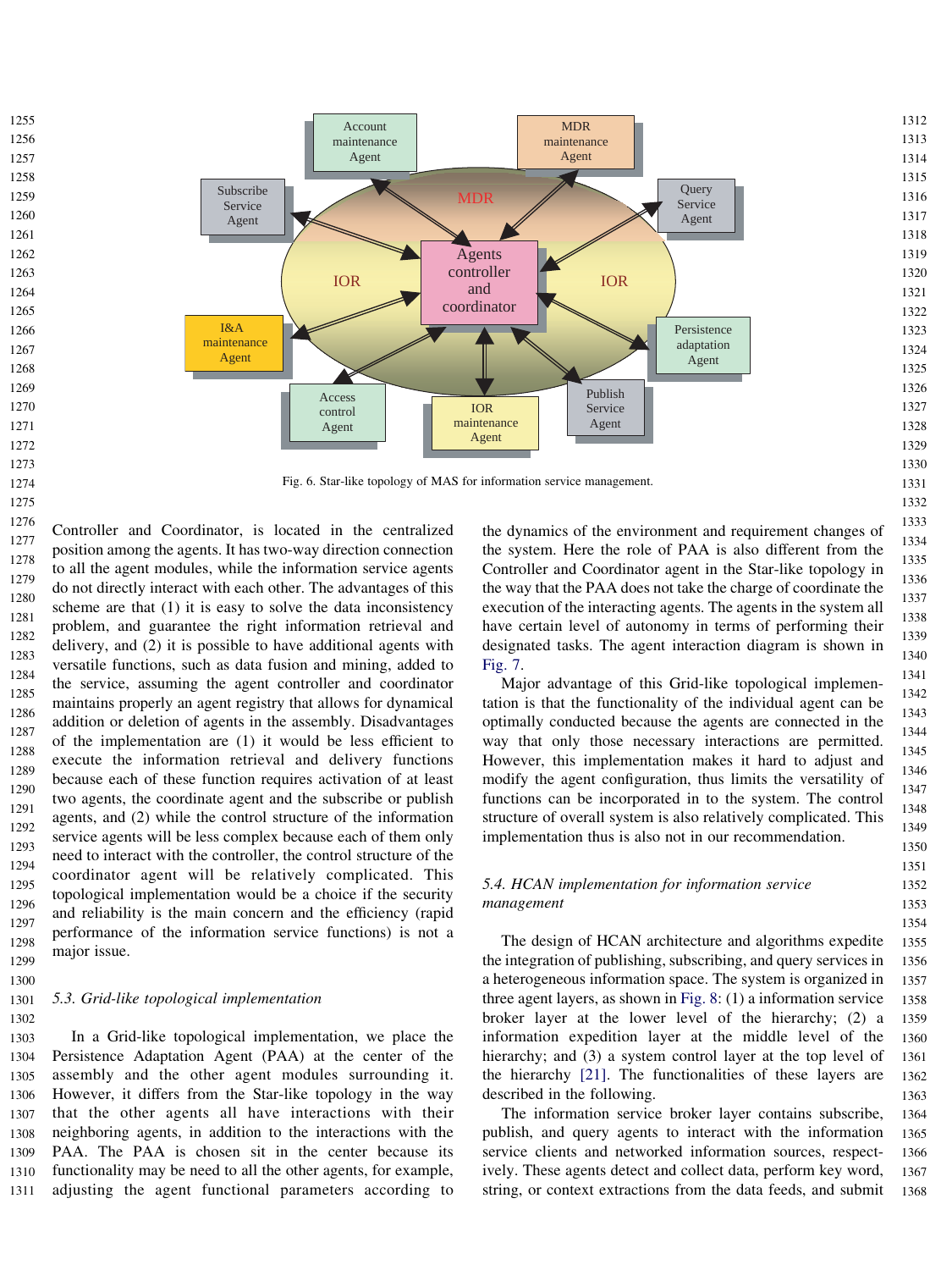Fig. 6. Star-like topology of MAS for information service management.

Controller and Coordinator, is located in the centralized position among the agents. It has two-way direction connection to all the agent modules, while the information service agents do not directly interact with each other. The advantages of this scheme are that (1) it is easy to solve the data inconsistency problem, and guarantee the right information retrieval and delivery, and (2) it is possible to have additional agents with versatile functions, such as data fusion and mining, added to the service, assuming the agent controller and coordinator maintains properly an agent registry that allows for dynamical addition or deletion of agents in the assembly. Disadvantages of the implementation are (1) it would be less efficient to execute the information retrieval and delivery functions because each of these function requires activation of at least two agents, the coordinate agent and the subscribe or publish agents, and (2) while the control structure of the information service agents will be less complex because each of them only need to interact with the controller, the control structure of the coordinator agent will be relatively complicated. This topological implementation would be a choice if the security and reliability is the main concern and the efficiency (rapid performance of the information service functions) is not a major issue.

### *5.3. Grid-like topological implementation*

In a Grid-like topological implementation, we place the Persistence Adaptation Agent (PAA) at the center of the assembly and the other agent modules surrounding it. However, it differs from the Star-like topology in the way that the other agents all have interactions with their neighboring agents, in addition to the interactions with the PAA. The PAA is chosen sit in the center because its functionality may be need to all the other agents, for example, adjusting the agent functional parameters according to the dynamics of the environment and requirement changes of the system. Here the role of PAA is also different from the Controller and Coordinator agent in the Star-like topology in the way that the PAA does not take the charge of coordinate the execution of the interacting agents. The agents in the system all have certain level of autonomy in terms of performing their designated tasks. The agent interaction diagram is shown in Fig. 7.

Major advantage of this Grid-like topological implementation is that the functionality of the individual agent can be optimally conducted because the agents are connected in the way that only those necessary interactions are permitted. However, this implementation makes it hard to adjust and modify the agent configuration, thus limits the versatility of functions can be incorporated in to the system. The control structure of overall system is also relatively complicated. This implementation thus is also not in our recommendation.

### *5.4. HCAN implementation for information service management*

The design of HCAN architecture and algorithms expedite the integration of publishing, subscribing, and query services in a heterogeneous information space. The system is organized in three agent layers, as shown in Fig. 8: (1) a information service broker layer at the lower level of the hierarchy; (2) a information expedition layer at the middle level of the hierarchy; and (3) a system control layer at the top level of the hierarchy [21]. The functionalities of these layers are described in the following.

The information service broker layer contains subscribe, publish, and query agents to interact with the information service clients and networked information sources, respectively. These agents detect and collect data, perform key word, string, or context extractions from the data feeds, and submit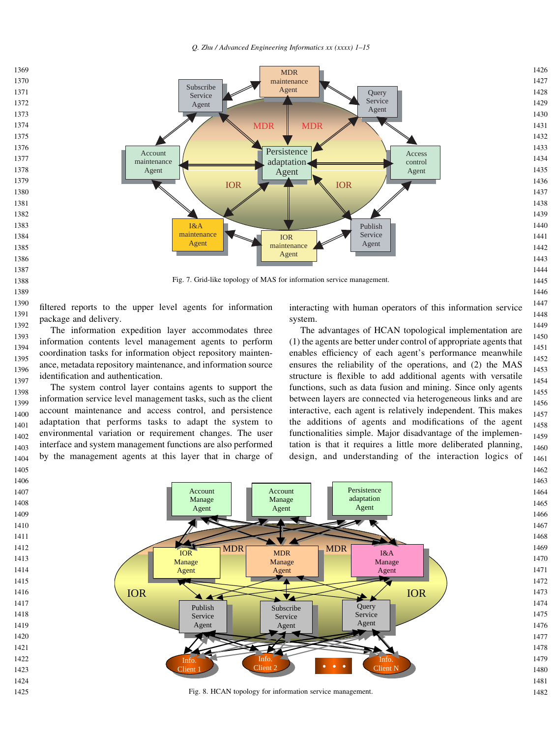Fig. 7. Grid-like topology of MAS for information service management.

filtered reports to the upper level agents for information package and delivery.

The information expedition layer accommodates three information contents level management agents to perform coordination tasks for information object repository maintenance, metadata repository maintenance, and information source identification and authentication.

The system control layer contains agents to support the information service level management tasks, such as the client account maintenance and access control, and persistence adaptation that performs tasks to adapt the system to environmental variation or requirement changes. The user interface and system management functions are also performed by the management agents at this layer that in charge of interacting with human operators of this information service system.

The advantages of HCAN topological implementation are (1) the agents are better under control of appropriate agents that enables efficiency of each agent's performance meanwhile ensures the reliability of the operations, and (2) the MAS structure is flexible to add additional agents with versatile functions, such as data fusion and mining. Since only agents between layers are connected via heterogeneous links and are interactive, each agent is relatively independent. This makes the additions of agents and modifications of the agent functionalities simple. Major disadvantage of the implementation is that it requires a little more deliberated planning, design, and understanding of the interaction logics of

Fig. 8. HCAN topology for information service management.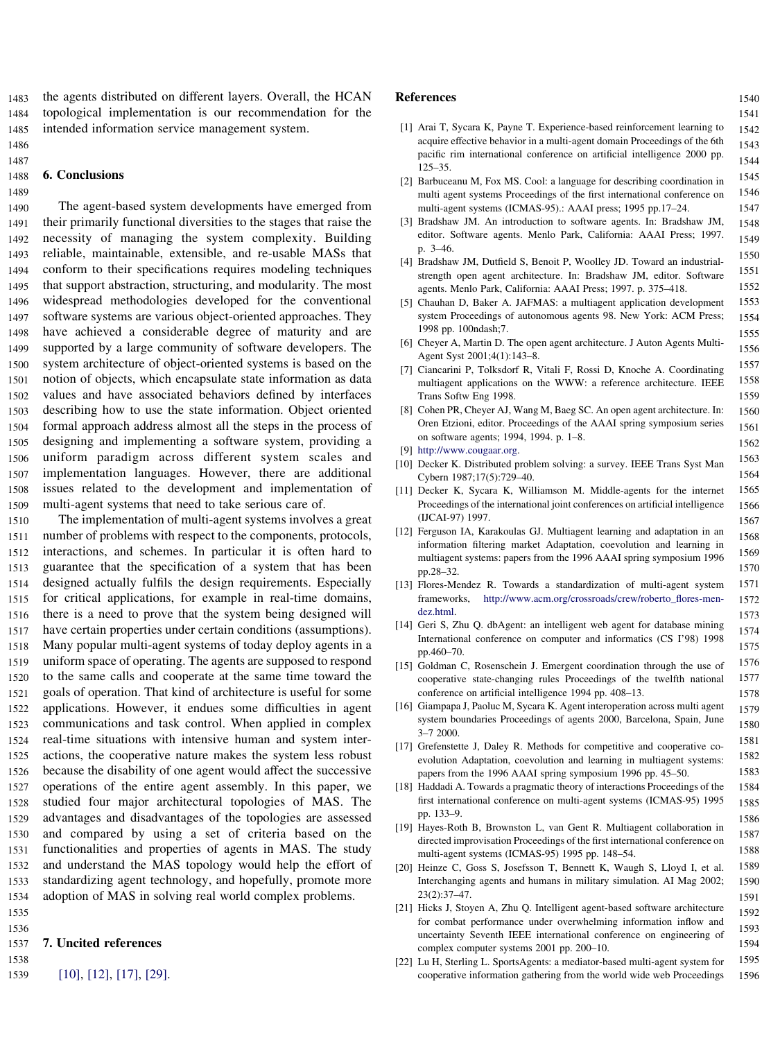the agents distributed on different layers. Overall, the HCAN topological implementation is our recommendation for the intended information service management system.

## 6. Conclusions

The agent-based system developments have emerged from their primarily functional diversities to the stages that raise the necessity of managing the system complexity. Building reliable, maintainable, extensible, and re-usable MASs that conform to their specifications requires modeling techniques that support abstraction, structuring, and modularity. The most widespread methodologies developed for the conventional software systems are various object-oriented approaches. They have achieved a considerable degree of maturity and are supported by a large community of software developers. The system architecture of object-oriented systems is based on the notion of objects, which encapsulate state information as data values and have associated behaviors defined by interfaces describing how to use the state information. Object oriented formal approach address almost all the steps in the process of designing and implementing a software system, providing a uniform paradigm across different system scales and implementation languages. However, there are additional issues related to the development and implementation of multi-agent systems that need to take serious care of.

The implementation of multi-agent systems involves a great number of problems with respect to the components, protocols, interactions, and schemes. In particular it is often hard to guarantee that the specification of a system that has been designed actually fulfils the design requirements. Especially for critical applications, for example in real-time domains, there is a need to prove that the system being designed will have certain properties under certain conditions (assumptions). Many popular multi-agent systems of today deploy agents in a uniform space of operating. The agents are supposed to respond to the same calls and cooperate at the same time toward the goals of operation. That kind of architecture is useful for some applications. However, it endues some difficulties in agent communications and task control. When applied in complex real-time situations with intensive human and system interactions, the cooperative nature makes the system less robust because the disability of one agent would affect the successive operations of the entire agent assembly. In this paper, we studied four major architectural topologies of MAS. The advantages and disadvantages of the topologies are assessed and compared by using a set of criteria based on the functionalities and properties of agents in MAS. The study and understand the MAS topology would help the effort of standardizing agent technology, and hopefully, promote more adoption of MAS in solving real world complex problems.

## 7. Uncited references

[10], [12], [17], [29].

## References

[1] Arai T, Sycara K, Payne T. Experience-based reinforcement learning to acquire effective behavior in a multi-agent domain Proceedings of the 6th pacific rim international conference on artificial intelligence 2000 pp. 125–35.

[2] Barbuceanu M, Fox MS. Cool: a language for describing coordination in multi agent systems Proceedings of the first international conference on multi-agent systems (ICMAS-95).: AAAI press; 1995 pp.17–24.

[3] Bradshaw JM. An introduction to software agents. In: Bradshaw JM, editor. Software agents. Menlo Park, California: AAAI Press; 1997. p. 3–46.

[4] Bradshaw JM, Dutfield S, Benoit P, Woolley JD. Toward an industrial-strength open agent architecture. In: Bradshaw JM, editor. Software agents. Menlo Park, California: AAAI Press; 1997. p. 375–418.

[5] Chauhan D, Baker A. JAFMAS: a multiagent application development system Proceedings of autonomous agents 98. New York: ACM Press; 1998 pp. 100ndash;7.

[6] Cheyer A, Martin D. The open agent architecture. J Auton Agents Multi-Agent Syst 2001;4(1):143–8.

[7] Ciancarini P, Tolksdorf R, Vitali F, Rossi D, Knoche A. Coordinating multiagent applications on the WWW: a reference architecture. IEEE Trans Softw Eng 1998.

[8] Cohen PR, Cheyer AJ, Wang M, Baeg SC. An open agent architecture. In: Oren Etzioni, editor. Proceedings of the AAAI spring symposium series on software agents; 1994, 1994. p. 1–8.

[9] http://www.cougaar.org.

[10] Decker K. Distributed problem solving: a survey. IEEE Trans Syst Man Cybern 1987;17(5):729–40.

[11] Decker K, Sycara K, Williamson M. Middle-agents for the internet Proceedings of the international joint conferences on artificial intelligence (IJCAI-97) 1997.

[12] Ferguson IA, Karakoulas GJ. Multiagent learning and adaptation in an information filtering market Adaptation, coevolution and learning in multiagent systems: papers from the 1996 AAAI spring symposium 1996 pp.28–32.

[13] Flores-Mendez R. Towards a standardization of multi-agent system frameworks, http://www.acm.org/crossroads/crew/roberto_flores-mendez.html.

[14] Geri S, Zhu Q. dbAgent: an intelligent web agent for database mining International conference on computer and informatics (CS I'98) 1998 pp.460–70.

[15] Goldman C, Rosenschein J. Emergent coordination through the use of cooperative state-changing rules Proceedings of the twelfth national conference on artificial intelligence 1994 pp. 408–13.

[16] Giampapa J, Paoluc M, Sycara K. Agent interoperation across multi agent system boundaries Proceedings of agents 2000, Barcelona, Spain, June 3–7 2000.

[17] Grefenstette J, Daley R. Methods for competitive and cooperative co-evolution Adaptation, coevolution and learning in multiagent systems: papers from the 1996 AAAI spring symposium 1996 pp. 45–50.

[18] Haddadi A. Towards a pragmatic theory of interactions Proceedings of the first international conference on multi-agent systems (ICMAS-95) 1995 pp. 133–9.

[19] Hayes-Roth B, Brownston L, van Gent R. Multiagent collaboration in directed improvisation Proceedings of the first international conference on multi-agent systems (ICMAS-95) 1995 pp. 148–54.

[20] Heinze C, Goss S, Josefsson T, Bennett K, Waugh S, Lloyd I, et al. Interchanging agents and humans in military simulation. AI Mag 2002; 23(2):37–47.

[21] Hicks J, Stoyen A, Zhu Q. Intelligent agent-based software architecture for combat performance under overwhelming information inflow and uncertainty Seventh IEEE international conference on engineering of complex computer systems 2001 pp. 200–10.

[22] Lu H, Sterling L. SportsAgents: a mediator-based multi-agent system for cooperative information gathering from the world wide web Proceedings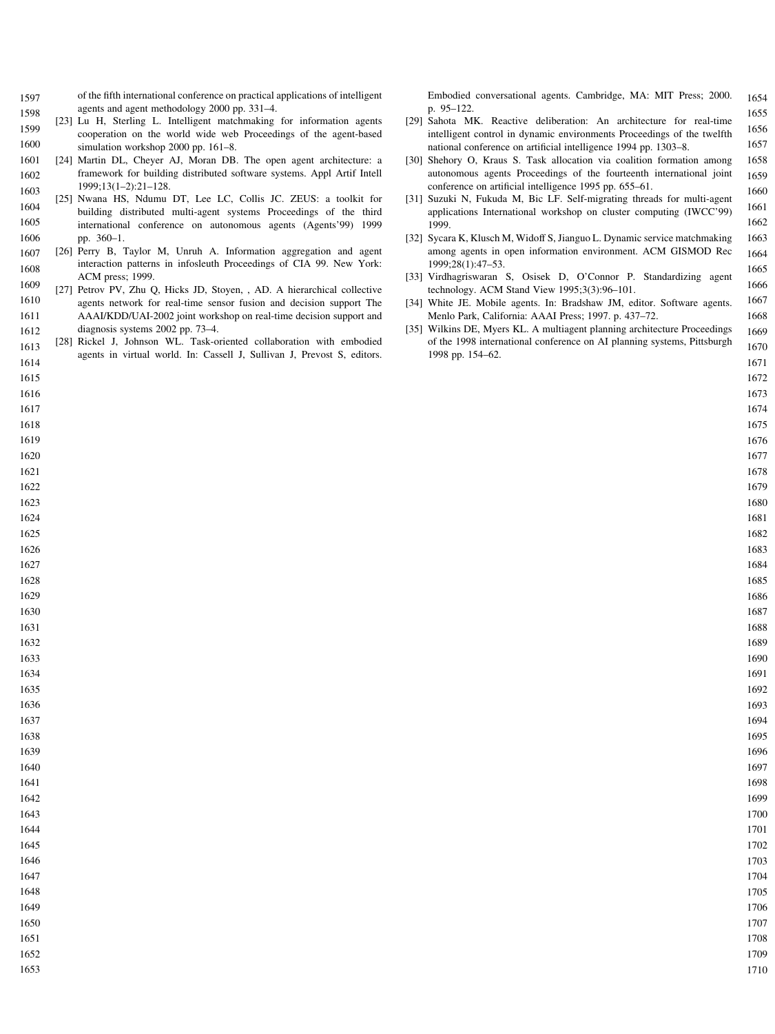of the fifth international conference on practical applications of intelligent agents and agent methodology 2000 pp. 331–4.

[23] Lu H, Sterling L. Intelligent matchmaking for information agents cooperation on the world wide web Proceedings of the agent-based simulation workshop 2000 pp. 161–8.

[24] Martin DL, Cheyer AJ, Moran DB. The open agent architecture: a framework for building distributed software systems. Appl Artif Intell 1999;13(1–2):21–128.

[25] Nwana HS, Ndumu DT, Lee LC, Collis JC. ZEUS: a toolkit for building distributed multi-agent systems Proceedings of the third international conference on autonomous agents (Agents'99) 1999 pp. 360–1.

[26] Perry B, Taylor M, Unruh A. Information aggregation and agent interaction patterns in infosleuth Proceedings of CIA 99. New York: ACM press; 1999.

[27] Petrov PV, Zhu Q, Hicks JD, Stoyen, , AD. A hierarchical collective agents network for real-time sensor fusion and decision support The AAAI/KDD/UAI-2002 joint workshop on real-time decision support and diagnosis systems 2002 pp. 73–4.

[28] Rickel J, Johnson WL. Task-oriented collaboration with embodied agents in virtual world. In: Cassell J, Sullivan J, Prevost S, editors. Embodied conversational agents. Cambridge, MA: MIT Press; 2000. p. 95–122.

[29] Sahota MK. Reactive deliberation: An architecture for real-time intelligent control in dynamic environments Proceedings of the twelfth national conference on artificial intelligence 1994 pp. 1303–8.

[30] Shehory O, Kraus S. Task allocation via coalition formation among autonomous agents Proceedings of the fourteenth international joint conference on artificial intelligence 1995 pp. 655–61.

[31] Suzuki N, Fukuda M, Bic LF. Self-migrating threads for multi-agent applications International workshop on cluster computing (IWCC'99) 1999.

[32] Sycara K, Klusch M, Widoff S, Jianguo L. Dynamic service matchmaking among agents in open information environment. ACM GISMOD Rec 1999;28(1):47–53.

[33] Virdhagriswaran S, Osisek D, O'Connor P. Standardizing agent technology. ACM Stand View 1995;3(3):96–101.

[34] White JE. Mobile agents. In: Bradshaw JM, editor. Software agents. Menlo Park, California: AAAI Press; 1997. p. 437–72.

[35] Wilkins DE, Myers KL. A multiagent planning architecture Proceedings of the 1998 international conference on AI planning systems, Pittsburgh 1998 pp. 154–62.